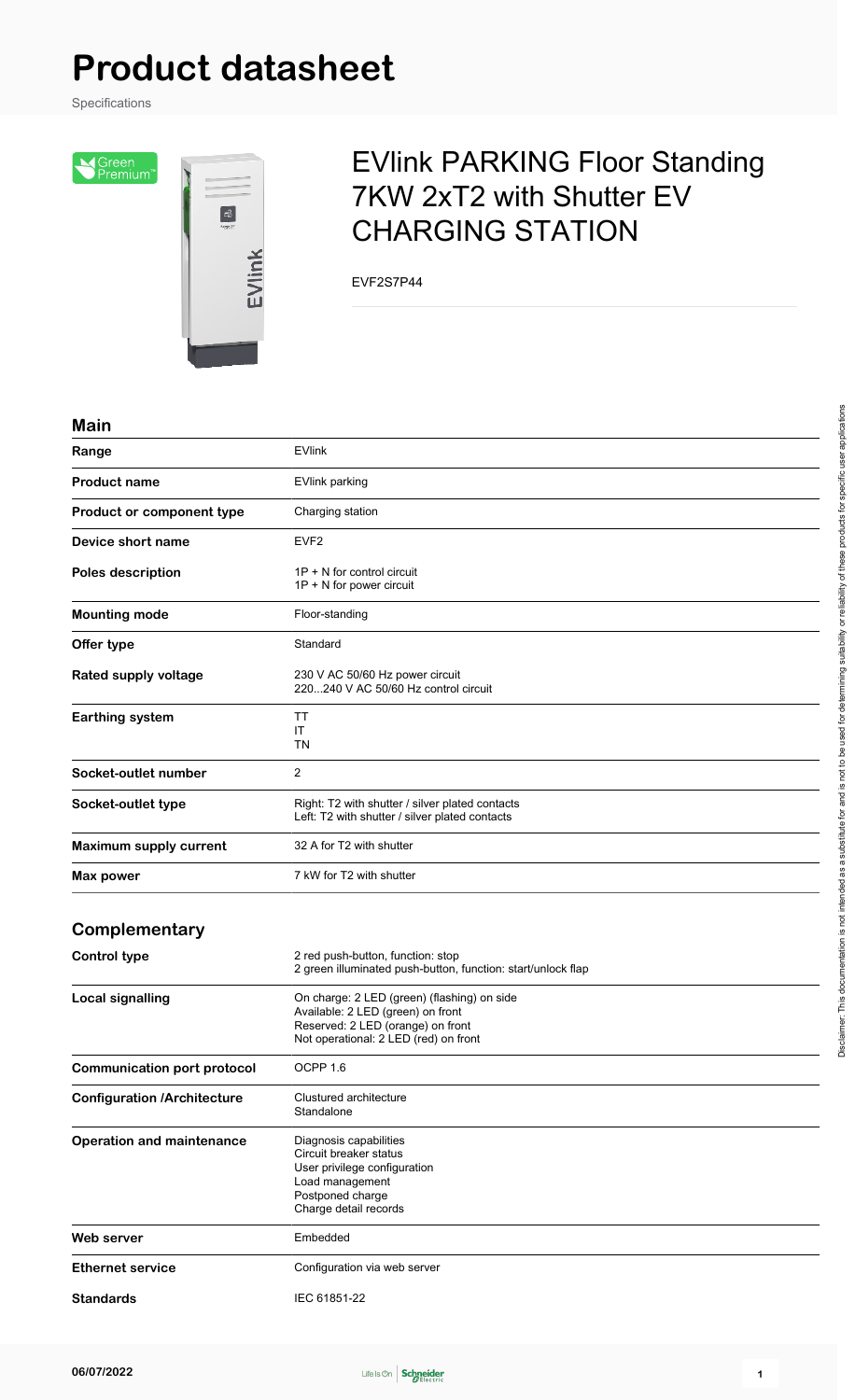# Product datasheet

Specifications

## EVlink PARKING Floor Standing 7KW 2xT2 with Shutter EV CHARGING STATION

EVF2S7P44

### Main

| | |
|---|---|
| **Range** | EVlink |
| **Product name** | EVlink parking |
| **Product or component type** | Charging station |
| **Device short name** | EVF2 |
| **Poles description** | 1P + N for control circuit<br>1P + N for power circuit |
| **Mounting mode** | Floor-standing |
| **Offer type** | Standard |
| **Rated supply voltage** | 230 V AC 50/60 Hz power circuit<br>220...240 V AC 50/60 Hz control circuit |
| **Earthing system** | TT<br>IT<br>TN |
| **Socket-outlet number** | 2 |
| **Socket-outlet type** | Right: T2 with shutter / silver plated contacts<br>Left: T2 with shutter / silver plated contacts |
| **Maximum supply current** | 32 A for T2 with shutter |
| **Max power** | 7 kW for T2 with shutter |

### Complementary

| | |
|---|---|
| **Control type** | 2 red push-button, function: stop<br>2 green illuminated push-button, function: start/unlock flap |
| **Local signalling** | On charge: 2 LED (green) (flashing) on side<br>Available: 2 LED (green) on front<br>Reserved: 2 LED (orange) on front<br>Not operational: 2 LED (red) on front |
| **Communication port protocol** | OCPP 1.6 |
| **Configuration /Architecture** | Clustured architecture<br>Standalone |
| **Operation and maintenance** | Diagnosis capabilities<br>Circuit breaker status<br>User privilege configuration<br>Load management<br>Postponed charge<br>Charge detail records |
| **Web server** | Embedded |
| **Ethernet service** | Configuration via web server |
| **Standards** | IEC 61851-22 |

Disclaimer: This documentation is not intended as a substitute for and is not to be used for determining suitability or reliability of these products for specific user applications

06/07/2022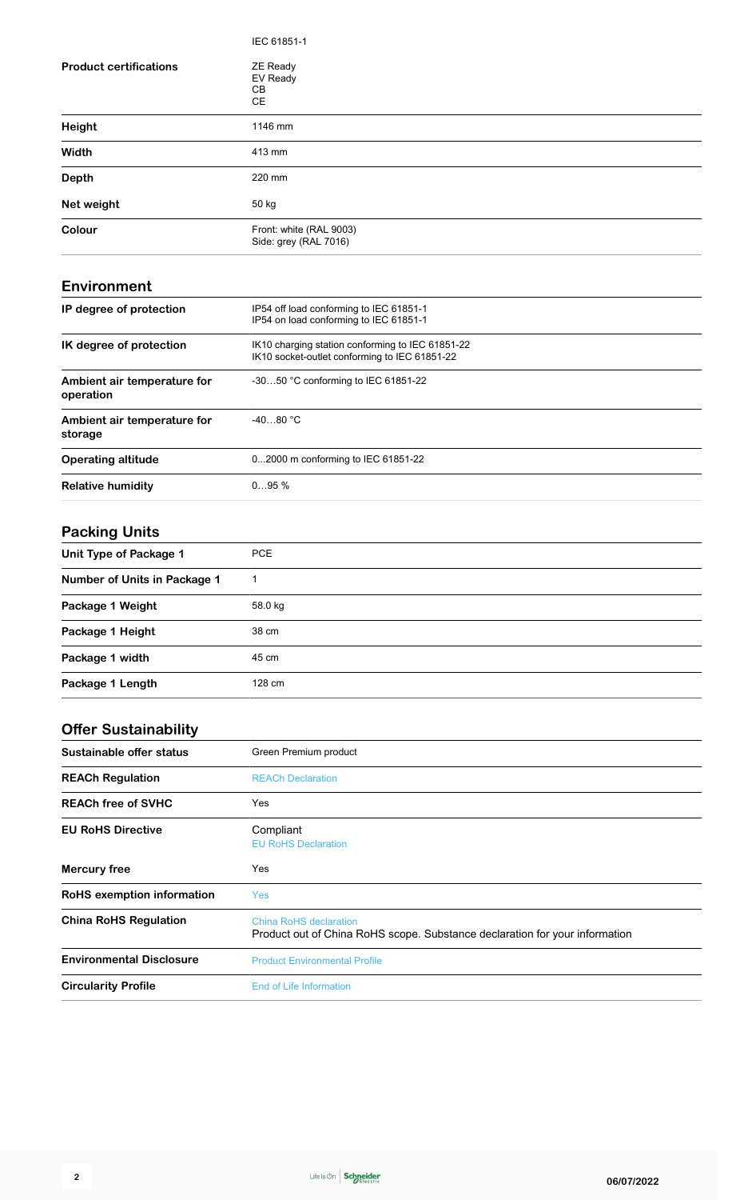| | |
|---|---|
| | IEC 61851-1 |
| **Product certifications** | ZE Ready<br>EV Ready<br>CB<br>CE |
| **Height** | 1146 mm |
| **Width** | 413 mm |
| **Depth** | 220 mm |
| **Net weight** | 50 kg |
| **Colour** | Front: white (RAL 9003)<br>Side: grey (RAL 7016) |

## Environment

| | |
|---|---|
| **IP degree of protection** | IP54 off load conforming to IEC 61851-1<br>IP54 on load conforming to IEC 61851-1 |
| **IK degree of protection** | IK10 charging station conforming to IEC 61851-22<br>IK10 socket-outlet conforming to IEC 61851-22 |
| **Ambient air temperature for operation** | -30…50 °C conforming to IEC 61851-22 |
| **Ambient air temperature for storage** | -40…80 °C |
| **Operating altitude** | 0...2000 m conforming to IEC 61851-22 |
| **Relative humidity** | 0…95 % |

## Packing Units

| | |
|---|---|
| **Unit Type of Package 1** | PCE |
| **Number of Units in Package 1** | 1 |
| **Package 1 Weight** | 58.0 kg |
| **Package 1 Height** | 38 cm |
| **Package 1 width** | 45 cm |
| **Package 1 Length** | 128 cm |

## Offer Sustainability

| | |
|---|---|
| **Sustainable offer status** | Green Premium product |
| **REACh Regulation** | REACh Declaration |
| **REACh free of SVHC** | Yes |
| **EU RoHS Directive** | Compliant<br>EU RoHS Declaration |
| **Mercury free** | Yes |
| **RoHS exemption information** | Yes |
| **China RoHS Regulation** | China RoHS declaration<br>Product out of China RoHS scope. Substance declaration for your information |
| **Environmental Disclosure** | Product Environmental Profile |
| **Circularity Profile** | End of Life Information |

06/07/2022